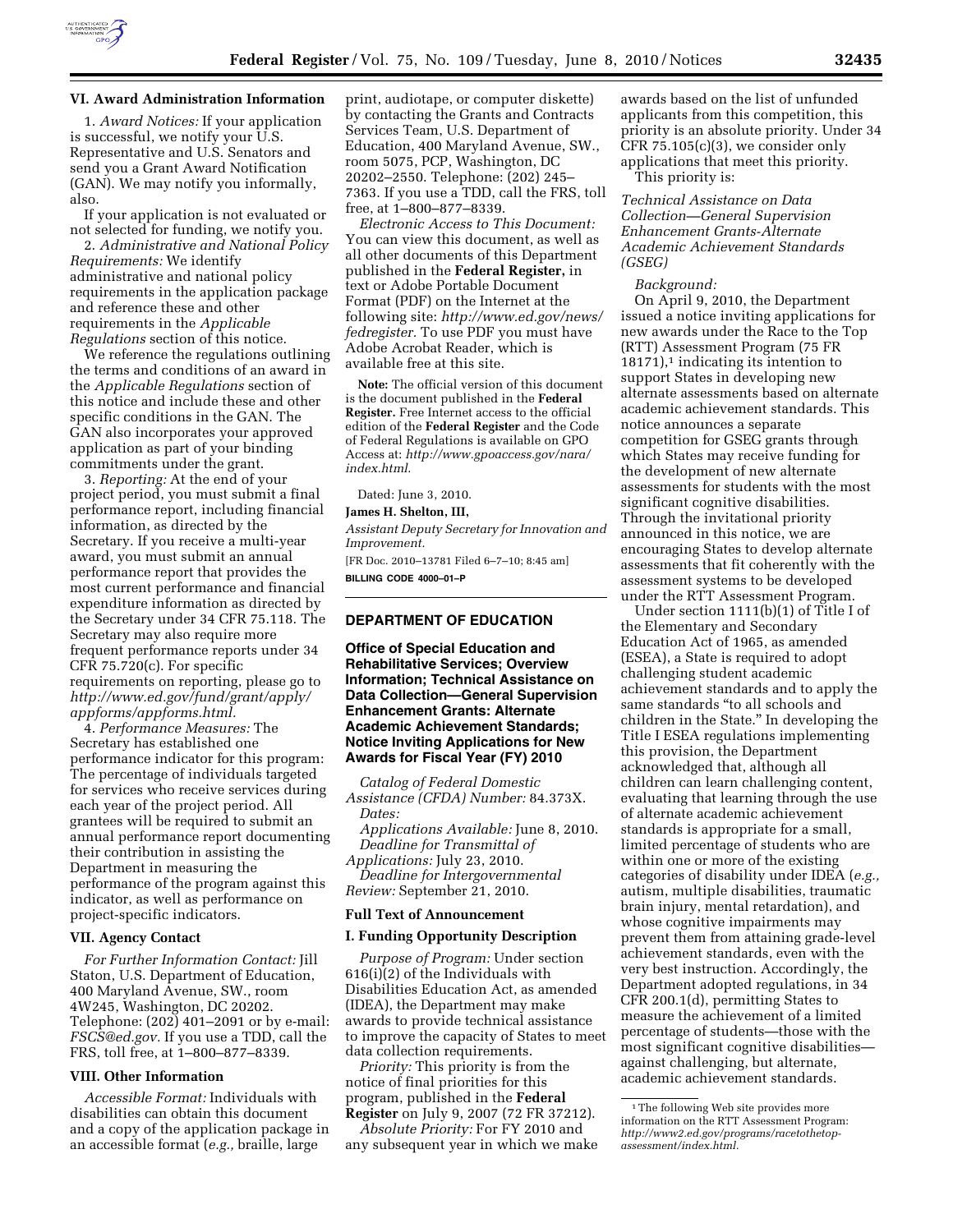### VI. Award Administration Information

1. *Award Notices:* If your application is successful, we notify your U.S. Representative and U.S. Senators and send you a Grant Award Notification (GAN). We may notify you informally, also.

If your application is not evaluated or not selected for funding, we notify you.

2. *Administrative and National Policy Requirements:* We identify administrative and national policy requirements in the application package and reference these and other requirements in the *Applicable Regulations* section of this notice.

We reference the regulations outlining the terms and conditions of an award in the *Applicable Regulations* section of this notice and include these and other specific conditions in the GAN. The GAN also incorporates your approved application as part of your binding commitments under the grant.

3. *Reporting:* At the end of your project period, you must submit a final performance report, including financial information, as directed by the Secretary. If you receive a multi-year award, you must submit an annual performance report that provides the most current performance and financial expenditure information as directed by the Secretary under 34 CFR 75.118. The Secretary may also require more frequent performance reports under 34 CFR 75.720(c). For specific requirements on reporting, please go to *http://www.ed.gov/fund/grant/apply/appforms/appforms.html.*

4. *Performance Measures:* The Secretary has established one performance indicator for this program: The percentage of individuals targeted for services who receive services during each year of the project period. All grantees will be required to submit an annual performance report documenting their contribution in assisting the Department in measuring the performance of the program against this indicator, as well as performance on project-specific indicators.

### VII. Agency Contact

*For Further Information Contact:* Jill Staton, U.S. Department of Education, 400 Maryland Avenue, SW., room 4W245, Washington, DC 20202. Telephone: (202) 401–2091 or by e-mail: *FSCS@ed.gov.* If you use a TDD, call the FRS, toll free, at 1–800–877–8339.

### VIII. Other Information

*Accessible Format:* Individuals with disabilities can obtain this document and a copy of the application package in an accessible format (*e.g.,* braille, large print, audiotape, or computer diskette) by contacting the Grants and Contracts Services Team, U.S. Department of Education, 400 Maryland Avenue, SW., room 5075, PCP, Washington, DC 20202–2550. Telephone: (202) 245–7363. If you use a TDD, call the FRS, toll free, at 1–800–877–8339.

*Electronic Access to This Document:* You can view this document, as well as all other documents of this Department published in the **Federal Register,** in text or Adobe Portable Document Format (PDF) on the Internet at the following site: *http://www.ed.gov/news/fedregister.* To use PDF you must have Adobe Acrobat Reader, which is available free at this site.

**Note:** The official version of this document is the document published in the **Federal Register.** Free Internet access to the official edition of the **Federal Register** and the Code of Federal Regulations is available on GPO Access at: *http://www.gpoaccess.gov/nara/index.html.*

Dated: June 3, 2010.

**James H. Shelton, III,**

*Assistant Deputy Secretary for Innovation and Improvement.*

[FR Doc. 2010–13781 Filed 6–7–10; 8:45 am]

**BILLING CODE 4000–01–P**

---

## DEPARTMENT OF EDUCATION

### Office of Special Education and Rehabilitative Services; Overview Information; Technical Assistance on Data Collection—General Supervision Enhancement Grants: Alternate Academic Achievement Standards; Notice Inviting Applications for New Awards for Fiscal Year (FY) 2010

*Catalog of Federal Domestic Assistance (CFDA) Number:* 84.373X.

*Dates:*

*Applications Available:* June 8, 2010.

*Deadline for Transmittal of Applications:* July 23, 2010.

*Deadline for Intergovernmental Review:* September 21, 2010.

### Full Text of Announcement

### I. Funding Opportunity Description

*Purpose of Program:* Under section 616(i)(2) of the Individuals with Disabilities Education Act, as amended (IDEA), the Department may make awards to provide technical assistance to improve the capacity of States to meet data collection requirements.

*Priority:* This priority is from the notice of final priorities for this program, published in the **Federal Register** on July 9, 2007 (72 FR 37212).

*Absolute Priority:* For FY 2010 and any subsequent year in which we make awards based on the list of unfunded applicants from this competition, this priority is an absolute priority. Under 34 CFR 75.105(c)(3), we consider only applications that meet this priority.

This priority is:

*Technical Assistance on Data Collection—General Supervision Enhancement Grants-Alternate Academic Achievement Standards (GSEG)*

*Background:*

On April 9, 2010, the Department issued a notice inviting applications for new awards under the Race to the Top (RTT) Assessment Program (75 FR 18171),[1] indicating its intention to support States in developing new alternate assessments based on alternate academic achievement standards. This notice announces a separate competition for GSEG grants through which States may receive funding for the development of new alternate assessments for students with the most significant cognitive disabilities. Through the invitational priority announced in this notice, we are encouraging States to develop alternate assessments that fit coherently with the assessment systems to be developed under the RTT Assessment Program.

Under section 1111(b)(1) of Title I of the Elementary and Secondary Education Act of 1965, as amended (ESEA), a State is required to adopt challenging student academic achievement standards and to apply the same standards "to all schools and children in the State." In developing the Title I ESEA regulations implementing this provision, the Department acknowledged that, although all children can learn challenging content, evaluating that learning through the use of alternate academic achievement standards is appropriate for a small, limited percentage of students who are within one or more of the existing categories of disability under IDEA (*e.g.,* autism, multiple disabilities, traumatic brain injury, mental retardation), and whose cognitive impairments may prevent them from attaining grade-level achievement standards, even with the very best instruction. Accordingly, the Department adopted regulations, in 34 CFR 200.1(d), permitting States to measure the achievement of a limited percentage of students—those with the most significant cognitive disabilities—against challenging, but alternate, academic achievement standards.

[1] The following Web site provides more information on the RTT Assessment Program: *http://www2.ed.gov/programs/racetothetop-assessment/index.html.*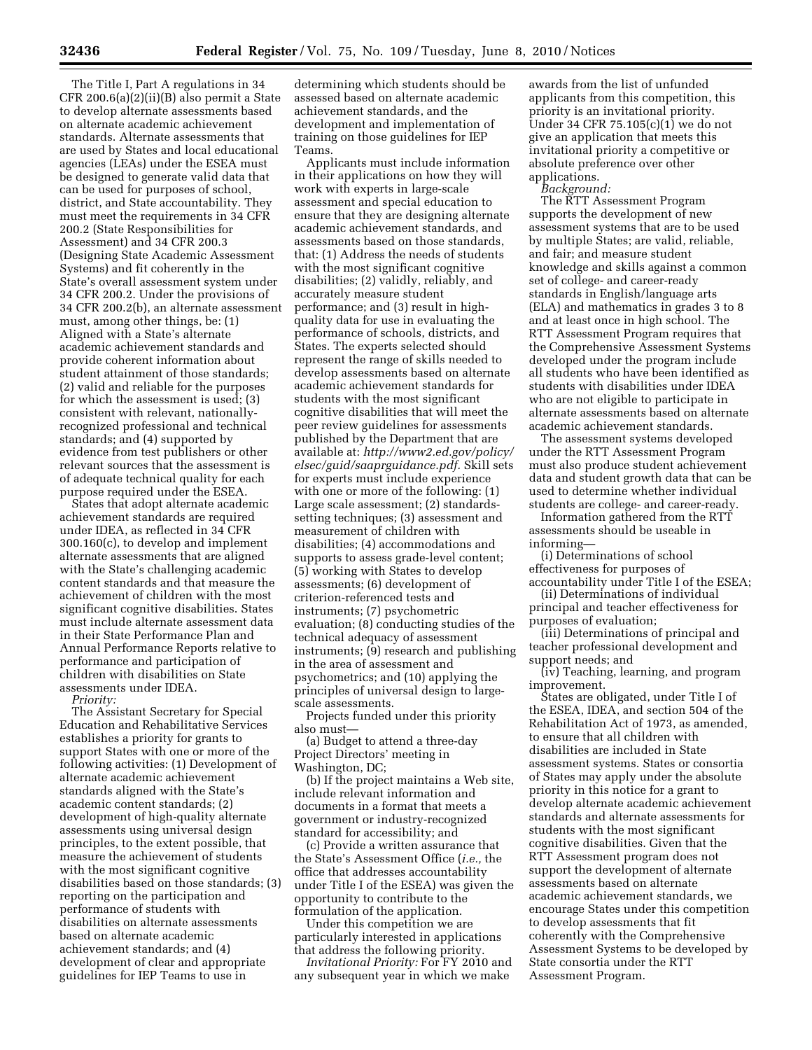The Title I, Part A regulations in 34 CFR 200.6(a)(2)(ii)(B) also permit a State to develop alternate assessments based on alternate academic achievement standards. Alternate assessments that are used by States and local educational agencies (LEAs) under the ESEA must be designed to generate valid data that can be used for purposes of school, district, and State accountability. They must meet the requirements in 34 CFR 200.2 (State Responsibilities for Assessment) and 34 CFR 200.3 (Designing State Academic Assessment Systems) and fit coherently in the State's overall assessment system under 34 CFR 200.2. Under the provisions of 34 CFR 200.2(b), an alternate assessment must, among other things, be: (1) Aligned with a State's alternate academic achievement standards and provide coherent information about student attainment of those standards; (2) valid and reliable for the purposes for which the assessment is used; (3) consistent with relevant, nationally-recognized professional and technical standards; and (4) supported by evidence from test publishers or other relevant sources that the assessment is of adequate technical quality for each purpose required under the ESEA.

States that adopt alternate academic achievement standards are required under IDEA, as reflected in 34 CFR 300.160(c), to develop and implement alternate assessments that are aligned with the State's challenging academic content standards and that measure the achievement of children with the most significant cognitive disabilities. States must include alternate assessment data in their State Performance Plan and Annual Performance Reports relative to performance and participation of children with disabilities on State assessments under IDEA.

*Priority:*

The Assistant Secretary for Special Education and Rehabilitative Services establishes a priority for grants to support States with one or more of the following activities: (1) Development of alternate academic achievement standards aligned with the State's academic content standards; (2) development of high-quality alternate assessments using universal design principles, to the extent possible, that measure the achievement of students with the most significant cognitive disabilities based on those standards; (3) reporting on the participation and performance of students with disabilities on alternate assessments based on alternate academic achievement standards; and (4) development of clear and appropriate guidelines for IEP Teams to use in determining which students should be assessed based on alternate academic achievement standards, and the development and implementation of training on those guidelines for IEP Teams.

Applicants must include information in their applications on how they will work with experts in large-scale assessment and special education to ensure that they are designing alternate academic achievement standards, and assessments based on those standards, that: (1) Address the needs of students with the most significant cognitive disabilities; (2) validly, reliably, and accurately measure student performance; and (3) result in high-quality data for use in evaluating the performance of schools, districts, and States. The experts selected should represent the range of skills needed to develop assessments based on alternate academic achievement standards for students with the most significant cognitive disabilities that will meet the peer review guidelines for assessments published by the Department that are available at: *http://www2.ed.gov/policy/elsec/guid/saaprguidance.pdf.* Skill sets for experts must include experience with one or more of the following: (1) Large scale assessment; (2) standards-setting techniques; (3) assessment and measurement of children with disabilities; (4) accommodations and supports to assess grade-level content; (5) working with States to develop assessments; (6) development of criterion-referenced tests and instruments; (7) psychometric evaluation; (8) conducting studies of the technical adequacy of assessment instruments; (9) research and publishing in the area of assessment and psychometrics; and (10) applying the principles of universal design to large-scale assessments.

Projects funded under this priority also must—

(a) Budget to attend a three-day Project Directors' meeting in Washington, DC;

(b) If the project maintains a Web site, include relevant information and documents in a format that meets a government or industry-recognized standard for accessibility; and

(c) Provide a written assurance that the State's Assessment Office (*i.e.,* the office that addresses accountability under Title I of the ESEA) was given the opportunity to contribute to the formulation of the application.

Under this competition we are particularly interested in applications that address the following priority.

*Invitational Priority:* For FY 2010 and any subsequent year in which we make awards from the list of unfunded applicants from this competition, this priority is an invitational priority. Under 34 CFR 75.105(c)(1) we do not give an application that meets this invitational priority a competitive or absolute preference over other applications.

*Background:*

The RTT Assessment Program supports the development of new assessment systems that are to be used by multiple States; are valid, reliable, and fair; and measure student knowledge and skills against a common set of college- and career-ready standards in English/language arts (ELA) and mathematics in grades 3 to 8 and at least once in high school. The RTT Assessment Program requires that the Comprehensive Assessment Systems developed under the program include all students who have been identified as students with disabilities under IDEA who are not eligible to participate in alternate assessments based on alternate academic achievement standards.

The assessment systems developed under the RTT Assessment Program must also produce student achievement data and student growth data that can be used to determine whether individual students are college- and career-ready.

Information gathered from the RTT assessments should be useable in informing—

(i) Determinations of school effectiveness for purposes of accountability under Title I of the ESEA;

(ii) Determinations of individual principal and teacher effectiveness for purposes of evaluation;

(iii) Determinations of principal and teacher professional development and support needs; and

(iv) Teaching, learning, and program improvement.

States are obligated, under Title I of the ESEA, IDEA, and section 504 of the Rehabilitation Act of 1973, as amended, to ensure that all children with disabilities are included in State assessment systems. States or consortia of States may apply under the absolute priority in this notice for a grant to develop alternate academic achievement standards and alternate assessments for students with the most significant cognitive disabilities. Given that the RTT Assessment program does not support the development of alternate assessments based on alternate academic achievement standards, we encourage States under this competition to develop assessments that fit coherently with the Comprehensive Assessment Systems to be developed by State consortia under the RTT Assessment Program.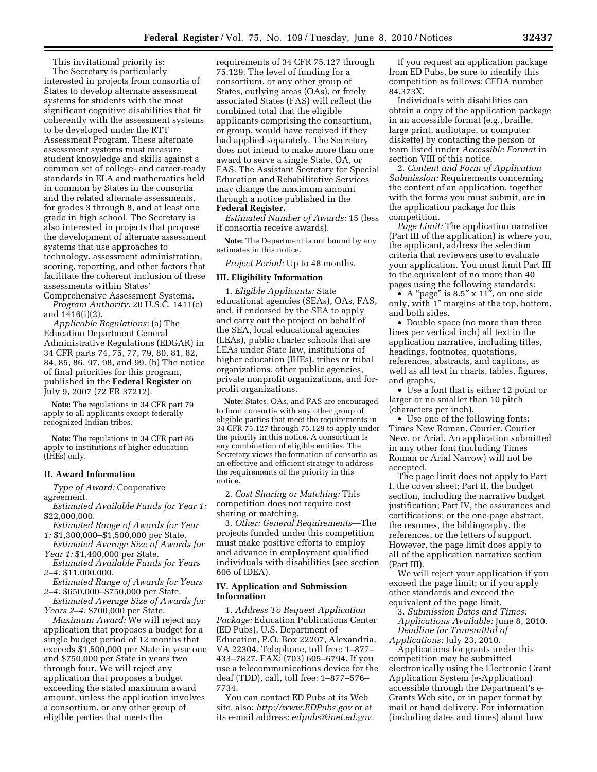This invitational priority is:

The Secretary is particularly interested in projects from consortia of States to develop alternate assessment systems for students with the most significant cognitive disabilities that fit coherently with the assessment systems to be developed under the RTT Assessment Program. These alternate assessment systems must measure student knowledge and skills against a common set of college- and career-ready standards in ELA and mathematics held in common by States in the consortia and the related alternate assessments, for grades 3 through 8, and at least one grade in high school. The Secretary is also interested in projects that propose the development of alternate assessment systems that use approaches to technology, assessment administration, scoring, reporting, and other factors that facilitate the coherent inclusion of these assessments within States' Comprehensive Assessment Systems.

*Program Authority:* 20 U.S.C. 1411(c) and 1416(i)(2).

*Applicable Regulations:* (a) The Education Department General Administrative Regulations (EDGAR) in 34 CFR parts 74, 75, 77, 79, 80, 81, 82, 84, 85, 86, 97, 98, and 99. (b) The notice of final priorities for this program, published in the **Federal Register** on July 9, 2007 (72 FR 37212).

**Note:** The regulations in 34 CFR part 79 apply to all applicants except federally recognized Indian tribes.

**Note:** The regulations in 34 CFR part 86 apply to institutions of higher education (IHEs) only.

## II. Award Information

*Type of Award:* Cooperative agreement.

*Estimated Available Funds for Year 1:* $22,000,000.

*Estimated Range of Awards for Year 1:* $1,300,000–$1,500,000 per State.

*Estimated Average Size of Awards for Year 1:* $1,400,000 per State.

*Estimated Available Funds for Years 2–4:* $11,000,000.

*Estimated Range of Awards for Years 2–4:* $650,000–$750,000 per State.

*Estimated Average Size of Awards for Years 2–4:* $700,000 per State.

*Maximum Award:* We will reject any application that proposes a budget for a single budget period of 12 months that exceeds $1,500,000 per State in year one and $750,000 per State in years two through four. We will reject any application that proposes a budget exceeding the stated maximum award amount, unless the application involves a consortium, or any other group of eligible parties that meets the requirements of 34 CFR 75.127 through 75.129. The level of funding for a consortium, or any other group of States, outlying areas (OAs), or freely associated States (FAS) will reflect the combined total that the eligible applicants comprising the consortium, or group, would have received if they had applied separately. The Secretary does not intend to make more than one award to serve a single State, OA, or FAS. The Assistant Secretary for Special Education and Rehabilitative Services may change the maximum amount through a notice published in the **Federal Register.**

*Estimated Number of Awards:* 15 (less if consortia receive awards).

**Note:** The Department is not bound by any estimates in this notice.

*Project Period:* Up to 48 months.

## III. Eligibility Information

1. *Eligible Applicants:* State educational agencies (SEAs), OAs, FAS, and, if endorsed by the SEA to apply and carry out the project on behalf of the SEA, local educational agencies (LEAs), public charter schools that are LEAs under State law, institutions of higher education (IHEs), tribes or tribal organizations, other public agencies, private nonprofit organizations, and for-profit organizations.

**Note:** States, OAs, and FAS are encouraged to form consortia with any other group of eligible parties that meet the requirements in 34 CFR 75.127 through 75.129 to apply under the priority in this notice. A consortium is any combination of eligible entities. The Secretary views the formation of consortia as an effective and efficient strategy to address the requirements of the priority in this notice.

2. *Cost Sharing or Matching:* This competition does not require cost sharing or matching.

3. *Other: General Requirements*—The projects funded under this competition must make positive efforts to employ and advance in employment qualified individuals with disabilities (see section 606 of IDEA).

## IV. Application and Submission Information

1. *Address To Request Application Package:* Education Publications Center (ED Pubs), U.S. Department of Education, P.O. Box 22207, Alexandria, VA 22304. Telephone, toll free: 1–877–433–7827. FAX: (703) 605–6794. If you use a telecommunications device for the deaf (TDD), call, toll free: 1–877–576–7734.

You can contact ED Pubs at its Web site, also: *http://www.EDPubs.gov* or at its e-mail address: *edpubs@inet.ed.gov.*

If you request an application package from ED Pubs, be sure to identify this competition as follows: CFDA number 84.373X.

Individuals with disabilities can obtain a copy of the application package in an accessible format (e.g., braille, large print, audiotape, or computer diskette) by contacting the person or team listed under *Accessible Format* in section VIII of this notice.

2. *Content and Form of Application Submission:* Requirements concerning the content of an application, together with the forms you must submit, are in the application package for this competition.

*Page Limit:* The application narrative (Part III of the application) is where you, the applicant, address the selection criteria that reviewers use to evaluate your application. You must limit Part III to the equivalent of no more than 40 pages using the following standards:

- A "page" is 8.5″ x 11″, on one side only, with 1″ margins at the top, bottom, and both sides.
- Double space (no more than three lines per vertical inch) all text in the application narrative, including titles, headings, footnotes, quotations, references, abstracts, and captions, as well as all text in charts, tables, figures, and graphs.
- Use a font that is either 12 point or larger or no smaller than 10 pitch (characters per inch).
- Use one of the following fonts: Times New Roman, Courier, Courier New, or Arial. An application submitted in any other font (including Times Roman or Arial Narrow) will not be accepted.

The page limit does not apply to Part I, the cover sheet; Part II, the budget section, including the narrative budget justification; Part IV, the assurances and certifications; or the one-page abstract, the resumes, the bibliography, the references, or the letters of support. However, the page limit does apply to all of the application narrative section (Part III).

We will reject your application if you exceed the page limit; or if you apply other standards and exceed the equivalent of the page limit.

3. *Submission Dates and Times: Applications Available:* June 8, 2010.

*Deadline for Transmittal of Applications:* July 23, 2010.

Applications for grants under this competition may be submitted electronically using the Electronic Grant Application System (e-Application) accessible through the Department's e-Grants Web site, or in paper format by mail or hand delivery. For information (including dates and times) about how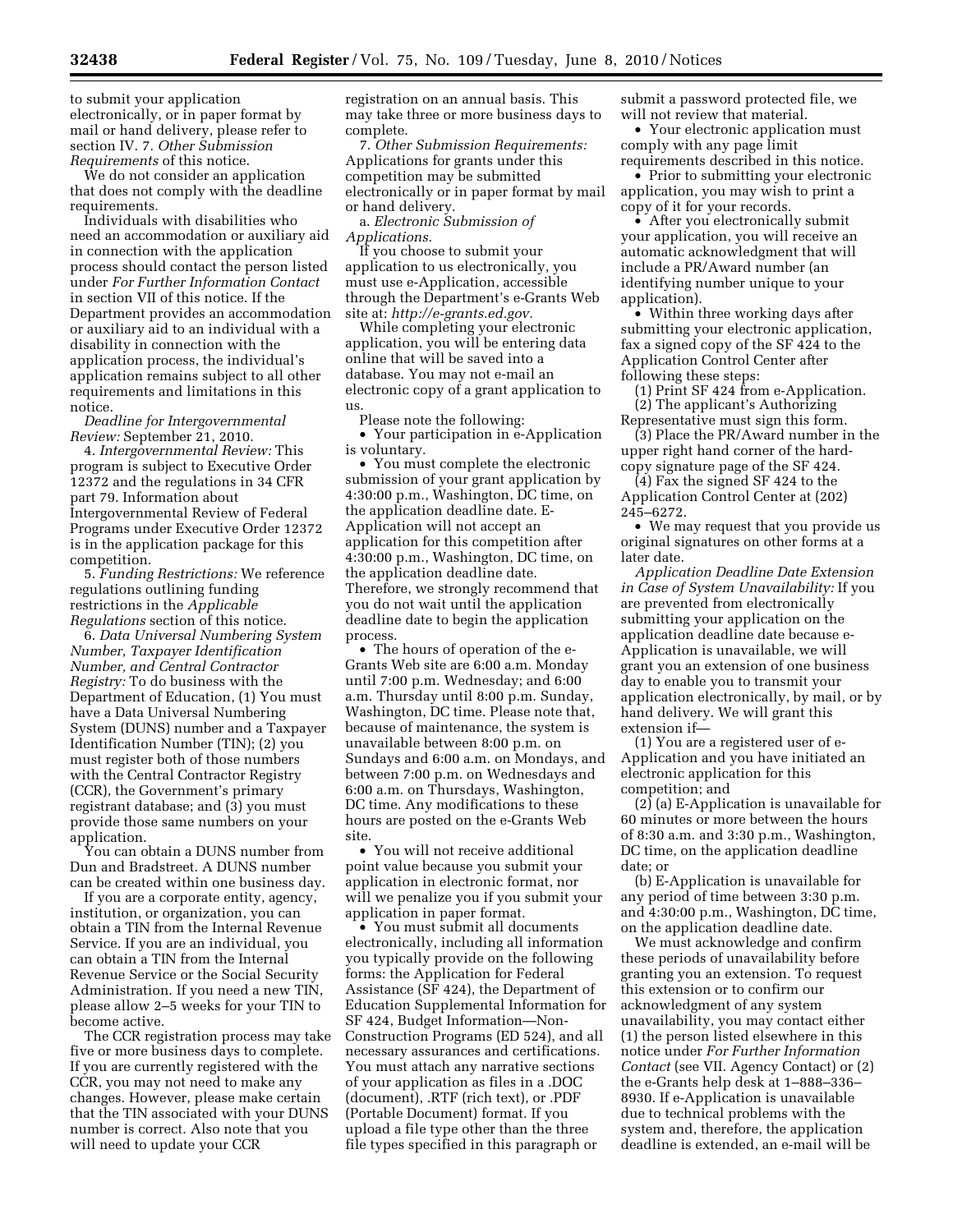to submit your application electronically, or in paper format by mail or hand delivery, please refer to section IV. 7. *Other Submission Requirements* of this notice.

We do not consider an application that does not comply with the deadline requirements.

Individuals with disabilities who need an accommodation or auxiliary aid in connection with the application process should contact the person listed under *For Further Information Contact* in section VII of this notice. If the Department provides an accommodation or auxiliary aid to an individual with a disability in connection with the application process, the individual's application remains subject to all other requirements and limitations in this notice.

*Deadline for Intergovernmental Review:* September 21, 2010.

4. *Intergovernmental Review:* This program is subject to Executive Order 12372 and the regulations in 34 CFR part 79. Information about Intergovernmental Review of Federal Programs under Executive Order 12372 is in the application package for this competition.

5. *Funding Restrictions:* We reference regulations outlining funding restrictions in the *Applicable Regulations* section of this notice.

6. *Data Universal Numbering System Number, Taxpayer Identification Number, and Central Contractor Registry:* To do business with the Department of Education, (1) You must have a Data Universal Numbering System (DUNS) number and a Taxpayer Identification Number (TIN); (2) you must register both of those numbers with the Central Contractor Registry (CCR), the Government's primary registrant database; and (3) you must provide those same numbers on your application.

You can obtain a DUNS number from Dun and Bradstreet. A DUNS number can be created within one business day.

If you are a corporate entity, agency, institution, or organization, you can obtain a TIN from the Internal Revenue Service. If you are an individual, you can obtain a TIN from the Internal Revenue Service or the Social Security Administration. If you need a new TIN, please allow 2–5 weeks for your TIN to become active.

The CCR registration process may take five or more business days to complete. If you are currently registered with the CCR, you may not need to make any changes. However, please make certain that the TIN associated with your DUNS number is correct. Also note that you will need to update your CCR registration on an annual basis. This may take three or more business days to complete.

7. *Other Submission Requirements:* Applications for grants under this competition may be submitted electronically or in paper format by mail or hand delivery.

a. *Electronic Submission of Applications.*

If you choose to submit your application to us electronically, you must use e-Application, accessible through the Department's e-Grants Web site at: *http://e-grants.ed.gov.*

While completing your electronic application, you will be entering data online that will be saved into a database. You may not e-mail an electronic copy of a grant application to us.

Please note the following:

- Your participation in e-Application is voluntary.
- You must complete the electronic submission of your grant application by 4:30:00 p.m., Washington, DC time, on the application deadline date. E-Application will not accept an application for this competition after 4:30:00 p.m., Washington, DC time, on the application deadline date. Therefore, we strongly recommend that you do not wait until the application deadline date to begin the application process.
- The hours of operation of the e-Grants Web site are 6:00 a.m. Monday until 7:00 p.m. Wednesday; and 6:00 a.m. Thursday until 8:00 p.m. Sunday, Washington, DC time. Please note that, because of maintenance, the system is unavailable between 8:00 p.m. on Sundays and 6:00 a.m. on Mondays, and between 7:00 p.m. on Wednesdays and 6:00 a.m. on Thursdays, Washington, DC time. Any modifications to these hours are posted on the e-Grants Web site.
- You will not receive additional point value because you submit your application in electronic format, nor will we penalize you if you submit your application in paper format.
- You must submit all documents electronically, including all information you typically provide on the following forms: the Application for Federal Assistance (SF 424), the Department of Education Supplemental Information for SF 424, Budget Information—Non-Construction Programs (ED 524), and all necessary assurances and certifications. You must attach any narrative sections of your application as files in a .DOC (document), .RTF (rich text), or .PDF (Portable Document) format. If you upload a file type other than the three file types specified in this paragraph or submit a password protected file, we will not review that material.
- Your electronic application must comply with any page limit requirements described in this notice.
- Prior to submitting your electronic application, you may wish to print a copy of it for your records.
- After you electronically submit your application, you will receive an automatic acknowledgment that will include a PR/Award number (an identifying number unique to your application).
- Within three working days after submitting your electronic application, fax a signed copy of the SF 424 to the Application Control Center after following these steps:

(1) Print SF 424 from e-Application.

(2) The applicant's Authorizing Representative must sign this form.

(3) Place the PR/Award number in the upper right hand corner of the hard-copy signature page of the SF 424.

(4) Fax the signed SF 424 to the Application Control Center at (202) 245–6272.

- We may request that you provide us original signatures on other forms at a later date.

*Application Deadline Date Extension in Case of System Unavailability:* If you are prevented from electronically submitting your application on the application deadline date because e-Application is unavailable, we will grant you an extension of one business day to enable you to transmit your application electronically, by mail, or by hand delivery. We will grant this extension if—

(1) You are a registered user of e-Application and you have initiated an electronic application for this competition; and

(2) (a) E-Application is unavailable for 60 minutes or more between the hours of 8:30 a.m. and 3:30 p.m., Washington, DC time, on the application deadline date; or

(b) E-Application is unavailable for any period of time between 3:30 p.m. and 4:30:00 p.m., Washington, DC time, on the application deadline date.

We must acknowledge and confirm these periods of unavailability before granting you an extension. To request this extension or to confirm our acknowledgment of any system unavailability, you may contact either (1) the person listed elsewhere in this notice under *For Further Information Contact* (see VII. Agency Contact) or (2) the e-Grants help desk at 1–888–336–8930. If e-Application is unavailable due to technical problems with the system and, therefore, the application deadline is extended, an e-mail will be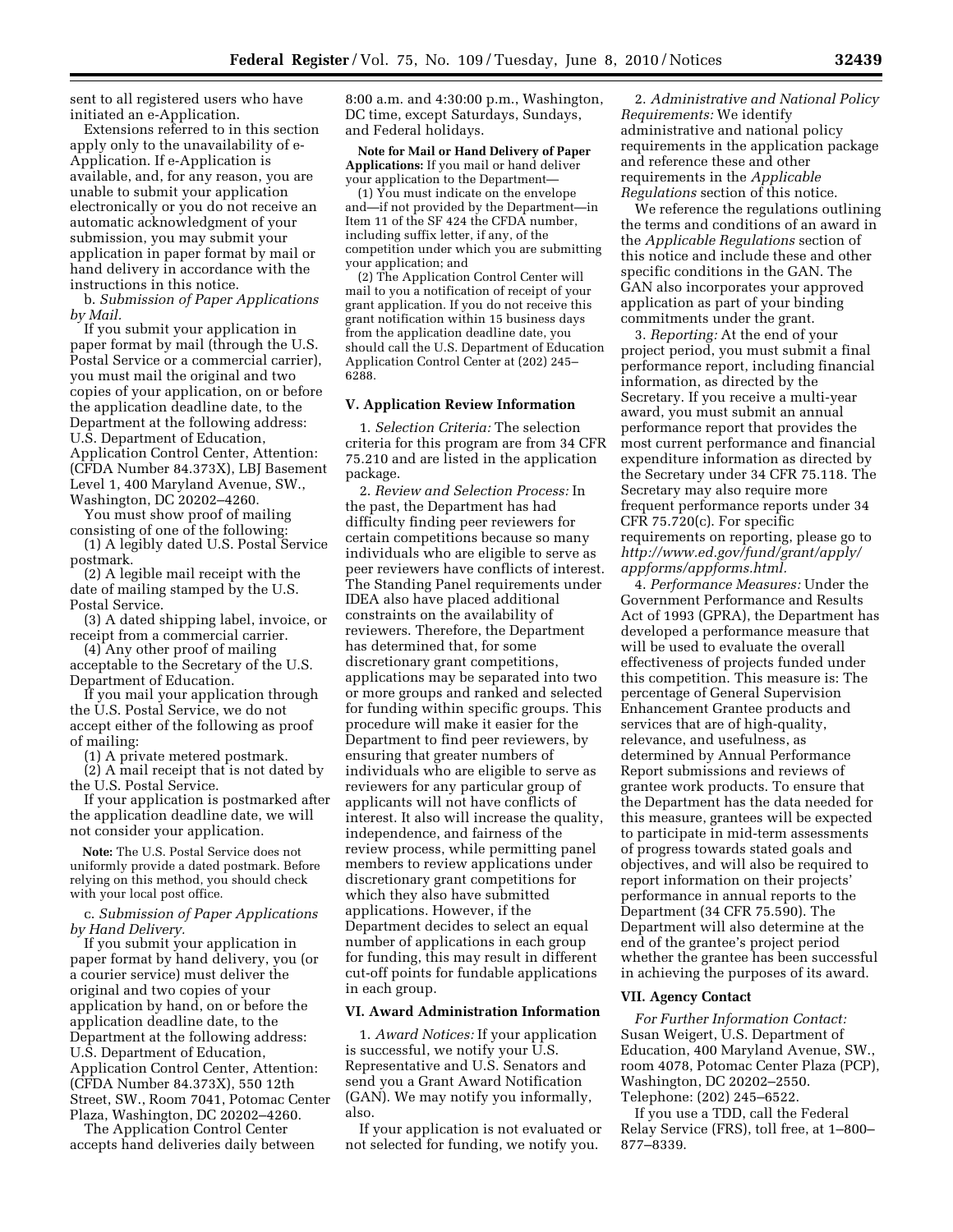sent to all registered users who have initiated an e-Application.

Extensions referred to in this section apply only to the unavailability of e-Application. If e-Application is available, and, for any reason, you are unable to submit your application electronically or you do not receive an automatic acknowledgment of your submission, you may submit your application in paper format by mail or hand delivery in accordance with the instructions in this notice.

b. *Submission of Paper Applications by Mail.*

If you submit your application in paper format by mail (through the U.S. Postal Service or a commercial carrier), you must mail the original and two copies of your application, on or before the application deadline date, to the Department at the following address: U.S. Department of Education, Application Control Center, Attention: (CFDA Number 84.373X), LBJ Basement Level 1, 400 Maryland Avenue, SW., Washington, DC 20202–4260.

You must show proof of mailing consisting of one of the following:

(1) A legibly dated U.S. Postal Service postmark.

(2) A legible mail receipt with the date of mailing stamped by the U.S. Postal Service.

(3) A dated shipping label, invoice, or receipt from a commercial carrier.

(4) Any other proof of mailing acceptable to the Secretary of the U.S. Department of Education.

If you mail your application through the U.S. Postal Service, we do not accept either of the following as proof of mailing:

(1) A private metered postmark.

(2) A mail receipt that is not dated by the U.S. Postal Service.

If your application is postmarked after the application deadline date, we will not consider your application.

**Note:** The U.S. Postal Service does not uniformly provide a dated postmark. Before relying on this method, you should check with your local post office.

c. *Submission of Paper Applications by Hand Delivery.*

If you submit your application in paper format by hand delivery, you (or a courier service) must deliver the original and two copies of your application by hand, on or before the application deadline date, to the Department at the following address: U.S. Department of Education, Application Control Center, Attention: (CFDA Number 84.373X), 550 12th Street, SW., Room 7041, Potomac Center Plaza, Washington, DC 20202–4260.

The Application Control Center accepts hand deliveries daily between 8:00 a.m. and 4:30:00 p.m., Washington, DC time, except Saturdays, Sundays, and Federal holidays.

**Note for Mail or Hand Delivery of Paper Applications:** If you mail or hand deliver your application to the Department—

(1) You must indicate on the envelope and—if not provided by the Department—in Item 11 of the SF 424 the CFDA number, including suffix letter, if any, of the competition under which you are submitting your application; and

(2) The Application Control Center will mail to you a notification of receipt of your grant application. If you do not receive this grant notification within 15 business days from the application deadline date, you should call the U.S. Department of Education Application Control Center at (202) 245–6288.

## V. Application Review Information

1. *Selection Criteria:* The selection criteria for this program are from 34 CFR 75.210 and are listed in the application package.

2. *Review and Selection Process:* In the past, the Department has had difficulty finding peer reviewers for certain competitions because so many individuals who are eligible to serve as peer reviewers have conflicts of interest. The Standing Panel requirements under IDEA also have placed additional constraints on the availability of reviewers. Therefore, the Department has determined that, for some discretionary grant competitions, applications may be separated into two or more groups and ranked and selected for funding within specific groups. This procedure will make it easier for the Department to find peer reviewers, by ensuring that greater numbers of individuals who are eligible to serve as reviewers for any particular group of applicants will not have conflicts of interest. It also will increase the quality, independence, and fairness of the review process, while permitting panel members to review applications under discretionary grant competitions for which they also have submitted applications. However, if the Department decides to select an equal number of applications in each group for funding, this may result in different cut-off points for fundable applications in each group.

## VI. Award Administration Information

1. *Award Notices:* If your application is successful, we notify your U.S. Representative and U.S. Senators and send you a Grant Award Notification (GAN). We may notify you informally, also.

If your application is not evaluated or not selected for funding, we notify you.

2. *Administrative and National Policy Requirements:* We identify administrative and national policy requirements in the application package and reference these and other requirements in the *Applicable Regulations* section of this notice.

We reference the regulations outlining the terms and conditions of an award in the *Applicable Regulations* section of this notice and include these and other specific conditions in the GAN. The GAN also incorporates your approved application as part of your binding commitments under the grant.

3. *Reporting:* At the end of your project period, you must submit a final performance report, including financial information, as directed by the Secretary. If you receive a multi-year award, you must submit an annual performance report that provides the most current performance and financial expenditure information as directed by the Secretary under 34 CFR 75.118. The Secretary may also require more frequent performance reports under 34 CFR 75.720(c). For specific requirements on reporting, please go to *http://www.ed.gov/fund/grant/apply/appforms/appforms.html.*

4. *Performance Measures:* Under the Government Performance and Results Act of 1993 (GPRA), the Department has developed a performance measure that will be used to evaluate the overall effectiveness of projects funded under this competition. This measure is: The percentage of General Supervision Enhancement Grantee products and services that are of high-quality, relevance, and usefulness, as determined by Annual Performance Report submissions and reviews of grantee work products. To ensure that the Department has the data needed for this measure, grantees will be expected to participate in mid-term assessments of progress towards stated goals and objectives, and will also be required to report information on their projects' performance in annual reports to the Department (34 CFR 75.590). The Department will also determine at the end of the grantee's project period whether the grantee has been successful in achieving the purposes of its award.

## VII. Agency Contact

*For Further Information Contact:* Susan Weigert, U.S. Department of Education, 400 Maryland Avenue, SW., room 4078, Potomac Center Plaza (PCP), Washington, DC 20202–2550. Telephone: (202) 245–6522.

If you use a TDD, call the Federal Relay Service (FRS), toll free, at 1–800–877–8339.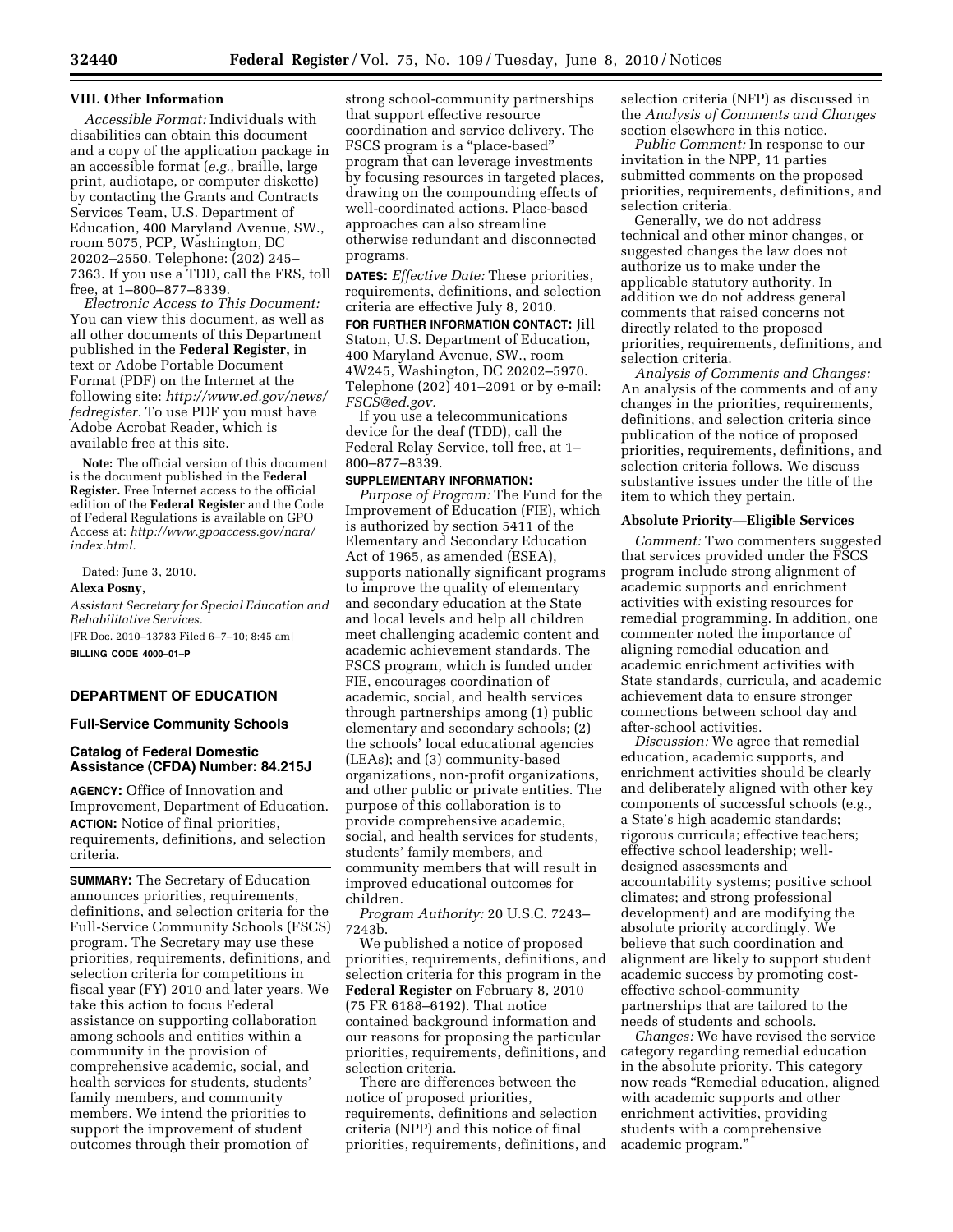## VIII. Other Information

*Accessible Format:* Individuals with disabilities can obtain this document and a copy of the application package in an accessible format (*e.g.,* braille, large print, audiotape, or computer diskette) by contacting the Grants and Contracts Services Team, U.S. Department of Education, 400 Maryland Avenue, SW., room 5075, PCP, Washington, DC 20202–2550. Telephone: (202) 245–7363. If you use a TDD, call the FRS, toll free, at 1–800–877–8339.

*Electronic Access to This Document:* You can view this document, as well as all other documents of this Department published in the **Federal Register,** in text or Adobe Portable Document Format (PDF) on the Internet at the following site: *http://www.ed.gov/news/fedregister.* To use PDF you must have Adobe Acrobat Reader, which is available free at this site.

**Note:** The official version of this document is the document published in the **Federal Register.** Free Internet access to the official edition of the **Federal Register** and the Code of Federal Regulations is available on GPO Access at: *http://www.gpoaccess.gov/nara/index.html.*

Dated: June 3, 2010.

**Alexa Posny,**

*Assistant Secretary for Special Education and Rehabilitative Services.*

[FR Doc. 2010–13783 Filed 6–7–10; 8:45 am]

**BILLING CODE 4000–01–P**

# DEPARTMENT OF EDUCATION

## Full-Service Community Schools

## Catalog of Federal Domestic Assistance (CFDA) Number: 84.215J

**AGENCY:** Office of Innovation and Improvement, Department of Education.

**ACTION:** Notice of final priorities, requirements, definitions, and selection criteria.

**SUMMARY:** The Secretary of Education announces priorities, requirements, definitions, and selection criteria for the Full-Service Community Schools (FSCS) program. The Secretary may use these priorities, requirements, definitions, and selection criteria for competitions in fiscal year (FY) 2010 and later years. We take this action to focus Federal assistance on supporting collaboration among schools and entities within a community in the provision of comprehensive academic, social, and health services for students, students' family members, and community members. We intend the priorities to support the improvement of student outcomes through their promotion of strong school-community partnerships that support effective resource coordination and service delivery. The FSCS program is a "place-based" program that can leverage investments by focusing resources in targeted places, drawing on the compounding effects of well-coordinated actions. Place-based approaches can also streamline otherwise redundant and disconnected programs.

**DATES:** *Effective Date:* These priorities, requirements, definitions, and selection criteria are effective July 8, 2010.

**FOR FURTHER INFORMATION CONTACT:** Jill Staton, U.S. Department of Education, 400 Maryland Avenue, SW., room 4W245, Washington, DC 20202–5970. Telephone (202) 401–2091 or by e-mail: *FSCS@ed.gov.*

If you use a telecommunications device for the deaf (TDD), call the Federal Relay Service, toll free, at 1–800–877–8339.

**SUPPLEMENTARY INFORMATION:**

*Purpose of Program:* The Fund for the Improvement of Education (FIE), which is authorized by section 5411 of the Elementary and Secondary Education Act of 1965, as amended (ESEA), supports nationally significant programs to improve the quality of elementary and secondary education at the State and local levels and help all children meet challenging academic content and academic achievement standards. The FSCS program, which is funded under FIE, encourages coordination of academic, social, and health services through partnerships among (1) public elementary and secondary schools; (2) the schools' local educational agencies (LEAs); and (3) community-based organizations, non-profit organizations, and other public or private entities. The purpose of this collaboration is to provide comprehensive academic, social, and health services for students, students' family members, and community members that will result in improved educational outcomes for children.

*Program Authority:* 20 U.S.C. 7243–7243b.

We published a notice of proposed priorities, requirements, definitions, and selection criteria for this program in the **Federal Register** on February 8, 2010 (75 FR 6188–6192). That notice contained background information and our reasons for proposing the particular priorities, requirements, definitions, and selection criteria.

There are differences between the notice of proposed priorities, requirements, definitions and selection criteria (NPP) and this notice of final priorities, requirements, definitions, and selection criteria (NFP) as discussed in the *Analysis of Comments and Changes* section elsewhere in this notice.

*Public Comment:* In response to our invitation in the NPP, 11 parties submitted comments on the proposed priorities, requirements, definitions, and selection criteria.

Generally, we do not address technical and other minor changes, or suggested changes the law does not authorize us to make under the applicable statutory authority. In addition we do not address general comments that raised concerns not directly related to the proposed priorities, requirements, definitions, and selection criteria.

*Analysis of Comments and Changes:* An analysis of the comments and of any changes in the priorities, requirements, definitions, and selection criteria since publication of the notice of proposed priorities, requirements, definitions, and selection criteria follows. We discuss substantive issues under the title of the item to which they pertain.

### Absolute Priority—Eligible Services

*Comment:* Two commenters suggested that services provided under the FSCS program include strong alignment of academic supports and enrichment activities with existing resources for remedial programming. In addition, one commenter noted the importance of aligning remedial education and academic enrichment activities with State standards, curricula, and academic achievement data to ensure stronger connections between school day and after-school activities.

*Discussion:* We agree that remedial education, academic supports, and enrichment activities should be clearly and deliberately aligned with other key components of successful schools (e.g., a State's high academic standards; rigorous curricula; effective teachers; effective school leadership; well-designed assessments and accountability systems; positive school climates; and strong professional development) and are modifying the absolute priority accordingly. We believe that such coordination and alignment are likely to support student academic success by promoting cost-effective school-community partnerships that are tailored to the needs of students and schools.

*Changes:* We have revised the service category regarding remedial education in the absolute priority. This category now reads "Remedial education, aligned with academic supports and other enrichment activities, providing students with a comprehensive academic program."